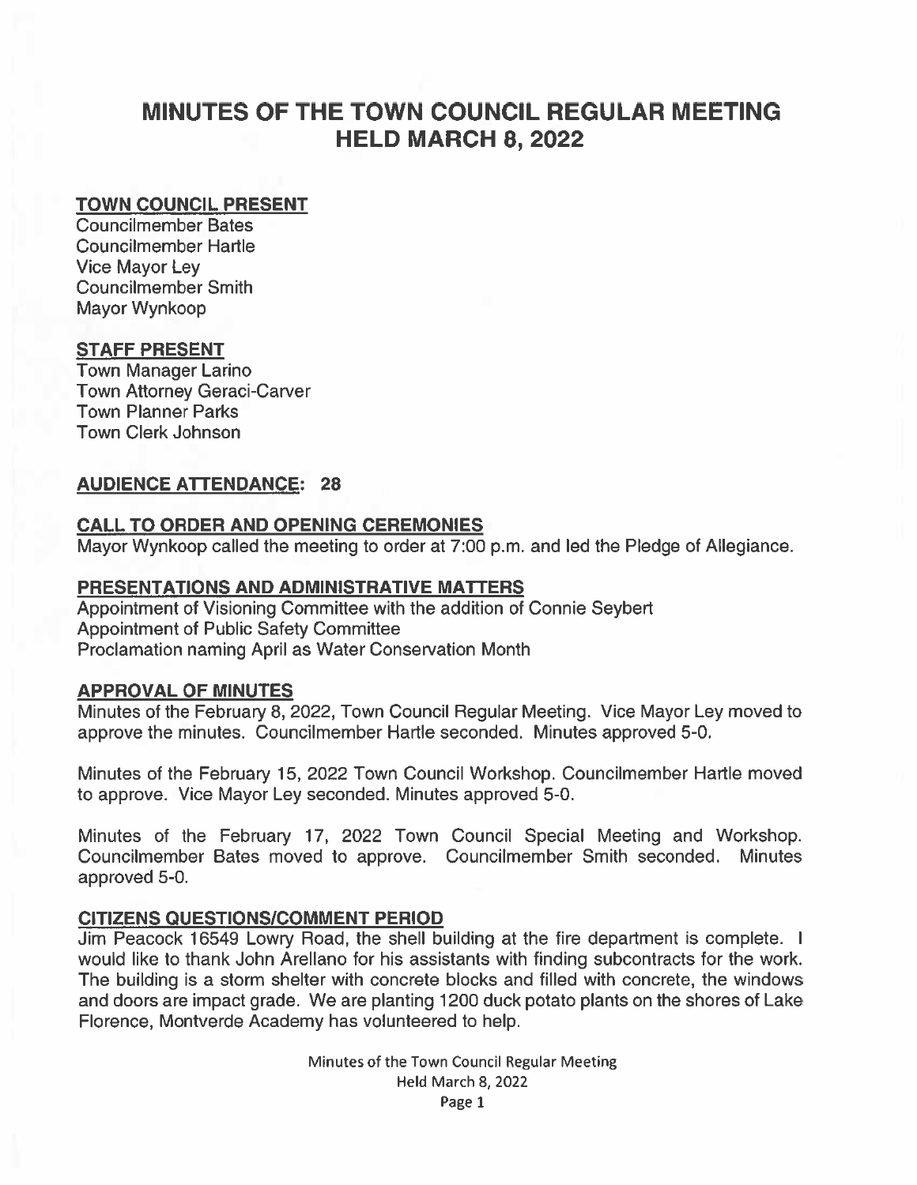# MINUTES OF THE TOWN COUNCIL REGULAR MEETING HELD MARCH 8, 2022

## TOWN COUNCIL PRESENT

Councilmember Bates
Councilmember Hartle
Vice Mayor Ley
Councilmember Smith
Mayor Wynkoop

## STAFF PRESENT

Town Manager Larino
Town Attorney Geraci-Carver
Town Planner Parks
Town Clerk Johnson

## AUDIENCE ATTENDANCE: 28

## CALL TO ORDER AND OPENING CEREMONIES

Mayor Wynkoop called the meeting to order at 7:00 p.m. and led the Pledge of Allegiance.

## PRESENTATIONS AND ADMINISTRATIVE MATTERS

Appointment of Visioning Committee with the addition of Connie Seybert
Appointment of Public Safety Committee
Proclamation naming April as Water Conservation Month

## APPROVAL OF MINUTES

Minutes of the February 8, 2022, Town Council Regular Meeting. Vice Mayor Ley moved to approve the minutes. Councilmember Hartle seconded. Minutes approved 5-0.

Minutes of the February 15, 2022 Town Council Workshop. Councilmember Hartle moved to approve. Vice Mayor Ley seconded. Minutes approved 5-0.

Minutes of the February 17, 2022 Town Council Special Meeting and Workshop. Councilmember Bates moved to approve. Councilmember Smith seconded. Minutes approved 5-0.

## CITIZENS QUESTIONS/COMMENT PERIOD

Jim Peacock 16549 Lowry Road, the shell building at the fire department is complete. I would like to thank John Arellano for his assistants with finding subcontracts for the work. The building is a storm shelter with concrete blocks and filled with concrete, the windows and doors are impact grade. We are planting 1200 duck potato plants on the shores of Lake Florence, Montverde Academy has volunteered to help.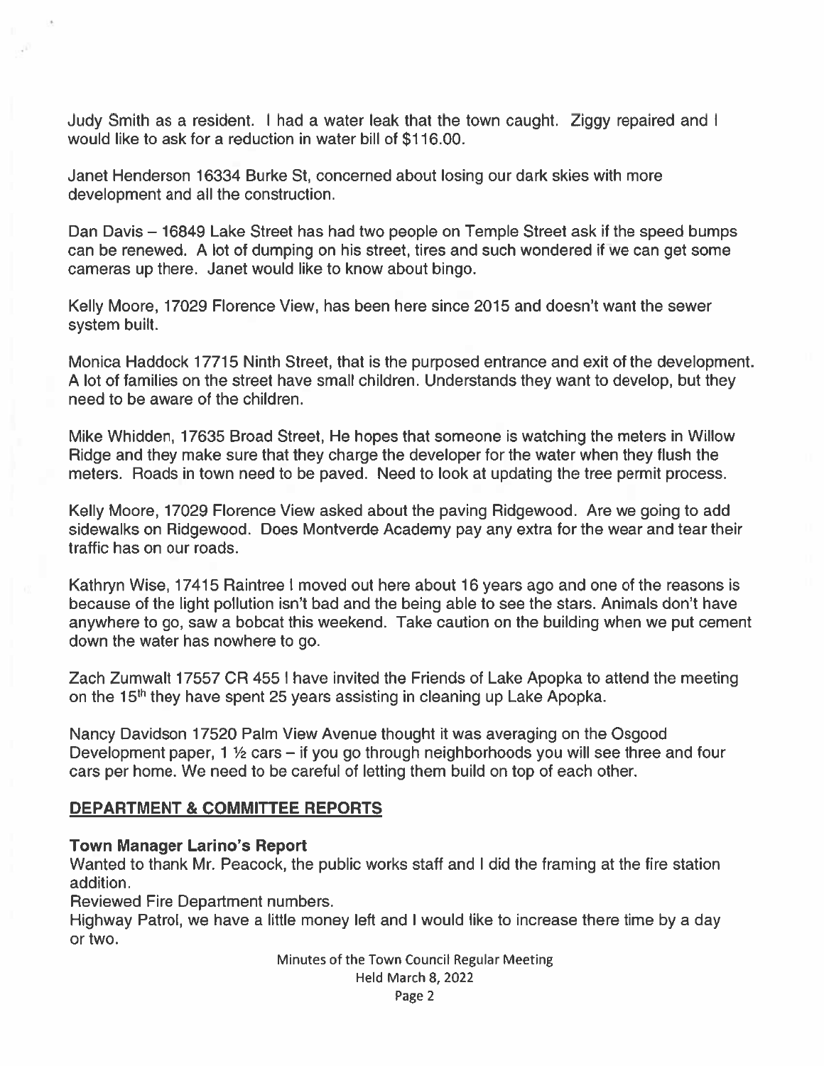Judy Smith as a resident. I had a water leak that the town caught. Ziggy repaired and I would like to ask for a reduction in water bill of $116.00.

Janet Henderson 16334 Burke St, concerned about losing our dark skies with more development and all the construction.

Dan Davis – 16849 Lake Street has had two people on Temple Street ask if the speed bumps can be renewed. A lot of dumping on his street, tires and such wondered if we can get some cameras up there. Janet would like to know about bingo.

Kelly Moore, 17029 Florence View, has been here since 2015 and doesn't want the sewer system built.

Monica Haddock 17715 Ninth Street, that is the purposed entrance and exit of the development. A lot of families on the street have small children. Understands they want to develop, but they need to be aware of the children.

Mike Whidden, 17635 Broad Street, He hopes that someone is watching the meters in Willow Ridge and they make sure that they charge the developer for the water when they flush the meters. Roads in town need to be paved. Need to look at updating the tree permit process.

Kelly Moore, 17029 Florence View asked about the paving Ridgewood. Are we going to add sidewalks on Ridgewood. Does Montverde Academy pay any extra for the wear and tear their traffic has on our roads.

Kathryn Wise, 17415 Raintree I moved out here about 16 years ago and one of the reasons is because of the light pollution isn't bad and the being able to see the stars. Animals don't have anywhere to go, saw a bobcat this weekend. Take caution on the building when we put cement down the water has nowhere to go.

Zach Zumwalt 17557 CR 455 I have invited the Friends of Lake Apopka to attend the meeting on the 15th they have spent 25 years assisting in cleaning up Lake Apopka.

Nancy Davidson 17520 Palm View Avenue thought it was averaging on the Osgood Development paper, 1 ½ cars – if you go through neighborhoods you will see three and four cars per home. We need to be careful of letting them build on top of each other.

## DEPARTMENT & COMMITTEE REPORTS

### Town Manager Larino's Report

Wanted to thank Mr. Peacock, the public works staff and I did the framing at the fire station addition.

Reviewed Fire Department numbers.

Highway Patrol, we have a little money left and I would like to increase there time by a day or two.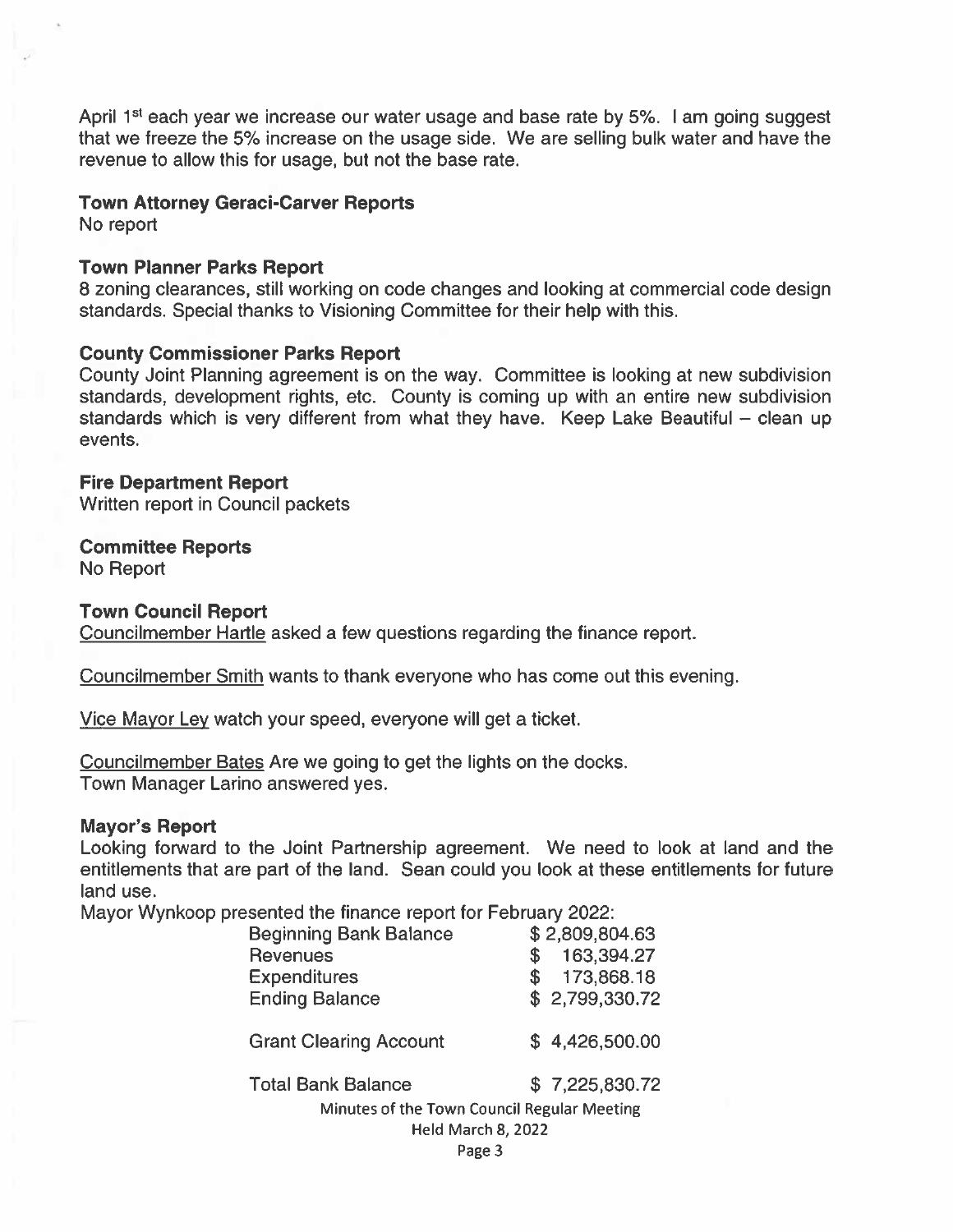April 1st each year we increase our water usage and base rate by 5%. I am going suggest that we freeze the 5% increase on the usage side. We are selling bulk water and have the revenue to allow this for usage, but not the base rate.

**Town Attorney Geraci-Carver Reports**
No report

**Town Planner Parks Report**
8 zoning clearances, still working on code changes and looking at commercial code design standards. Special thanks to Visioning Committee for their help with this.

**County Commissioner Parks Report**
County Joint Planning agreement is on the way. Committee is looking at new subdivision standards, development rights, etc. County is coming up with an entire new subdivision standards which is very different from what they have. Keep Lake Beautiful – clean up events.

**Fire Department Report**
Written report in Council packets

**Committee Reports**
No Report

**Town Council Report**
Councilmember Hartle asked a few questions regarding the finance report.

Councilmember Smith wants to thank everyone who has come out this evening.

Vice Mayor Ley watch your speed, everyone will get a ticket.

Councilmember Bates Are we going to get the lights on the docks.
Town Manager Larino answered yes.

**Mayor's Report**
Looking forward to the Joint Partnership agreement. We need to look at land and the entitlements that are part of the land. Sean could you look at these entitlements for future land use.
Mayor Wynkoop presented the finance report for February 2022:

| | |
|---|---|
| Beginning Bank Balance | $ 2,809,804.63 |
| Revenues | $ 163,394.27 |
| Expenditures | $ 173,868.18 |
| Ending Balance | $ 2,799,330.72 |
| Grant Clearing Account | $ 4,426,500.00 |
| Total Bank Balance | $ 7,225,830.72 |

Minutes of the Town Council Regular Meeting
Held March 8, 2022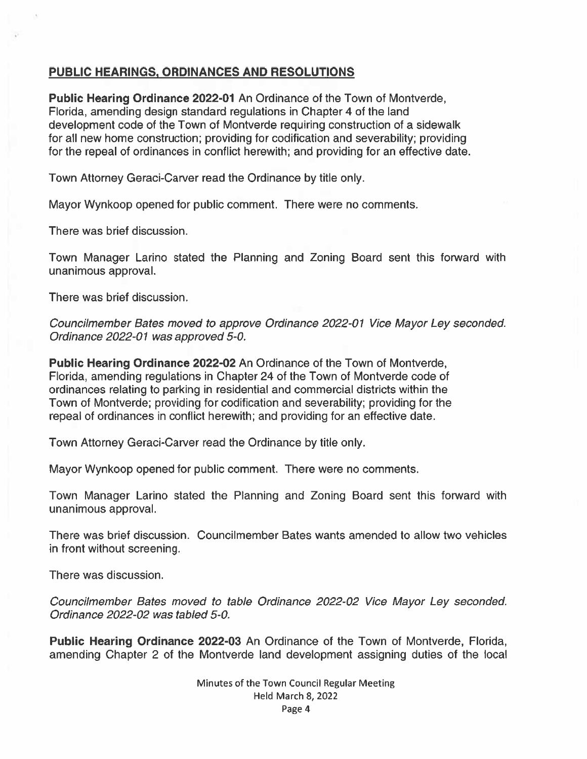## PUBLIC HEARINGS, ORDINANCES AND RESOLUTIONS

**Public Hearing Ordinance 2022-01** An Ordinance of the Town of Montverde, Florida, amending design standard regulations in Chapter 4 of the land development code of the Town of Montverde requiring construction of a sidewalk for all new home construction; providing for codification and severability; providing for the repeal of ordinances in conflict herewith; and providing for an effective date.

Town Attorney Geraci-Carver read the Ordinance by title only.

Mayor Wynkoop opened for public comment. There were no comments.

There was brief discussion.

Town Manager Larino stated the Planning and Zoning Board sent this forward with unanimous approval.

There was brief discussion.

*Councilmember Bates moved to approve Ordinance 2022-01 Vice Mayor Ley seconded. Ordinance 2022-01 was approved 5-0.*

**Public Hearing Ordinance 2022-02** An Ordinance of the Town of Montverde, Florida, amending regulations in Chapter 24 of the Town of Montverde code of ordinances relating to parking in residential and commercial districts within the Town of Montverde; providing for codification and severability; providing for the repeal of ordinances in conflict herewith; and providing for an effective date.

Town Attorney Geraci-Carver read the Ordinance by title only.

Mayor Wynkoop opened for public comment. There were no comments.

Town Manager Larino stated the Planning and Zoning Board sent this forward with unanimous approval.

There was brief discussion. Councilmember Bates wants amended to allow two vehicles in front without screening.

There was discussion.

*Councilmember Bates moved to table Ordinance 2022-02 Vice Mayor Ley seconded. Ordinance 2022-02 was tabled 5-0.*

**Public Hearing Ordinance 2022-03** An Ordinance of the Town of Montverde, Florida, amending Chapter 2 of the Montverde land development assigning duties of the local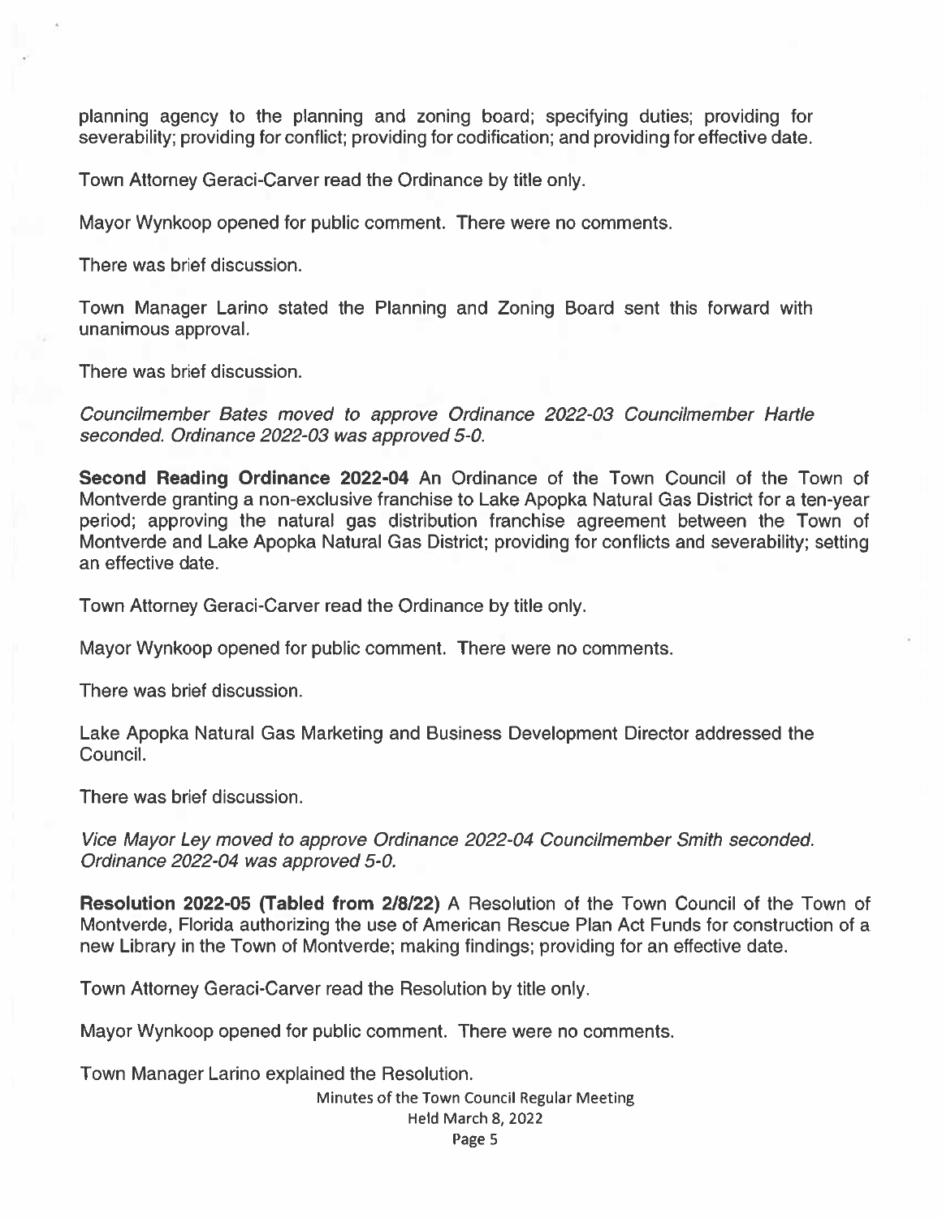planning agency to the planning and zoning board; specifying duties; providing for severability; providing for conflict; providing for codification; and providing for effective date.

Town Attorney Geraci-Carver read the Ordinance by title only.

Mayor Wynkoop opened for public comment. There were no comments.

There was brief discussion.

Town Manager Larino stated the Planning and Zoning Board sent this forward with unanimous approval.

There was brief discussion.

*Councilmember Bates moved to approve Ordinance 2022-03 Councilmember Hartle seconded. Ordinance 2022-03 was approved 5-0.*

**Second Reading Ordinance 2022-04** An Ordinance of the Town Council of the Town of Montverde granting a non-exclusive franchise to Lake Apopka Natural Gas District for a ten-year period; approving the natural gas distribution franchise agreement between the Town of Montverde and Lake Apopka Natural Gas District; providing for conflicts and severability; setting an effective date.

Town Attorney Geraci-Carver read the Ordinance by title only.

Mayor Wynkoop opened for public comment. There were no comments.

There was brief discussion.

Lake Apopka Natural Gas Marketing and Business Development Director addressed the Council.

There was brief discussion.

*Vice Mayor Ley moved to approve Ordinance 2022-04 Councilmember Smith seconded. Ordinance 2022-04 was approved 5-0.*

**Resolution 2022-05 (Tabled from 2/8/22)** A Resolution of the Town Council of the Town of Montverde, Florida authorizing the use of American Rescue Plan Act Funds for construction of a new Library in the Town of Montverde; making findings; providing for an effective date.

Town Attorney Geraci-Carver read the Resolution by title only.

Mayor Wynkoop opened for public comment. There were no comments.

Town Manager Larino explained the Resolution.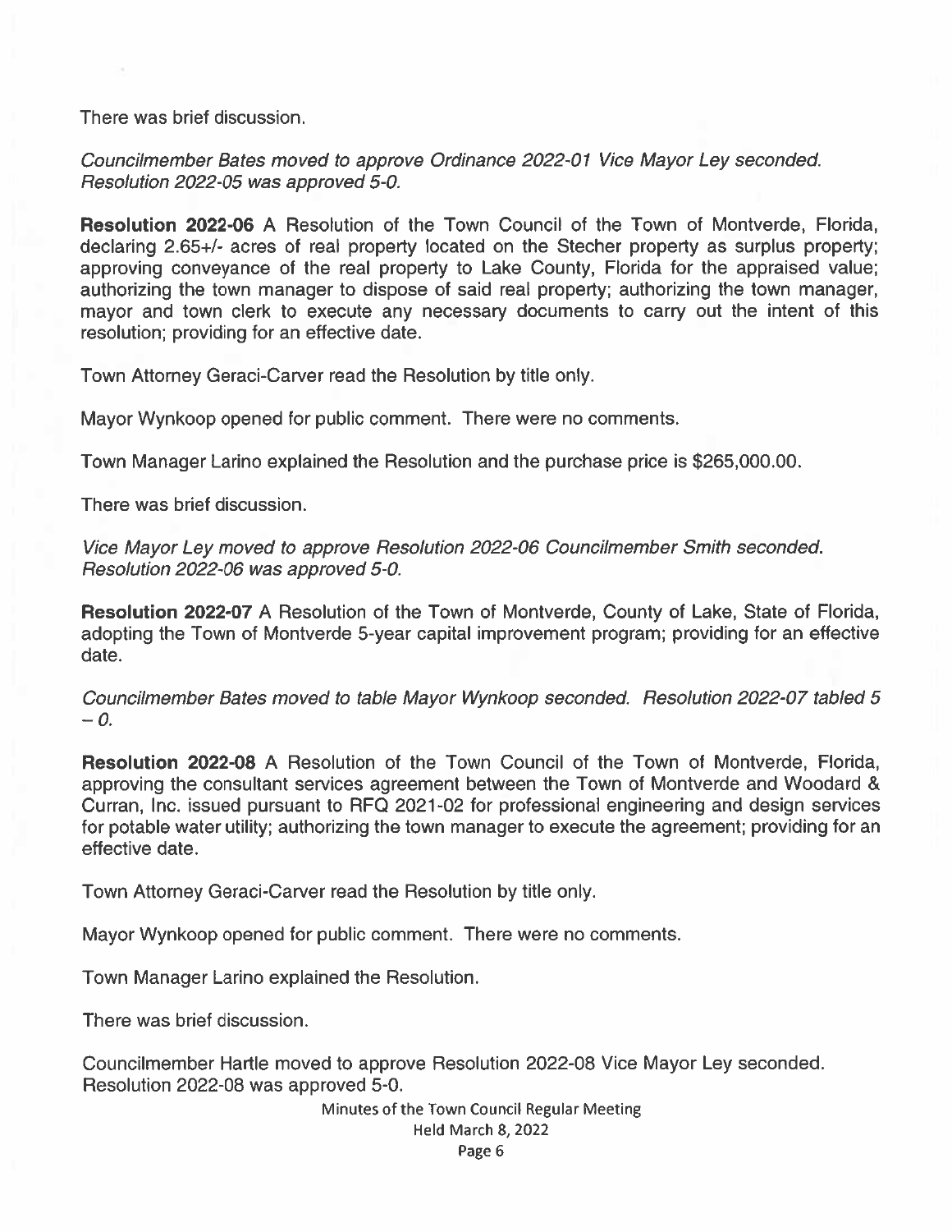There was brief discussion.

*Councilmember Bates moved to approve Ordinance 2022-01 Vice Mayor Ley seconded. Resolution 2022-05 was approved 5-0.*

**Resolution 2022-06** A Resolution of the Town Council of the Town of Montverde, Florida, declaring 2.65+/- acres of real property located on the Stecher property as surplus property; approving conveyance of the real property to Lake County, Florida for the appraised value; authorizing the town manager to dispose of said real property; authorizing the town manager, mayor and town clerk to execute any necessary documents to carry out the intent of this resolution; providing for an effective date.

Town Attorney Geraci-Carver read the Resolution by title only.

Mayor Wynkoop opened for public comment. There were no comments.

Town Manager Larino explained the Resolution and the purchase price is $265,000.00.

There was brief discussion.

*Vice Mayor Ley moved to approve Resolution 2022-06 Councilmember Smith seconded. Resolution 2022-06 was approved 5-0.*

**Resolution 2022-07** A Resolution of the Town of Montverde, County of Lake, State of Florida, adopting the Town of Montverde 5-year capital improvement program; providing for an effective date.

*Councilmember Bates moved to table Mayor Wynkoop seconded. Resolution 2022-07 tabled 5 – 0.*

**Resolution 2022-08** A Resolution of the Town Council of the Town of Montverde, Florida, approving the consultant services agreement between the Town of Montverde and Woodard & Curran, Inc. issued pursuant to RFQ 2021-02 for professional engineering and design services for potable water utility; authorizing the town manager to execute the agreement; providing for an effective date.

Town Attorney Geraci-Carver read the Resolution by title only.

Mayor Wynkoop opened for public comment. There were no comments.

Town Manager Larino explained the Resolution.

There was brief discussion.

Councilmember Hartle moved to approve Resolution 2022-08 Vice Mayor Ley seconded. Resolution 2022-08 was approved 5-0.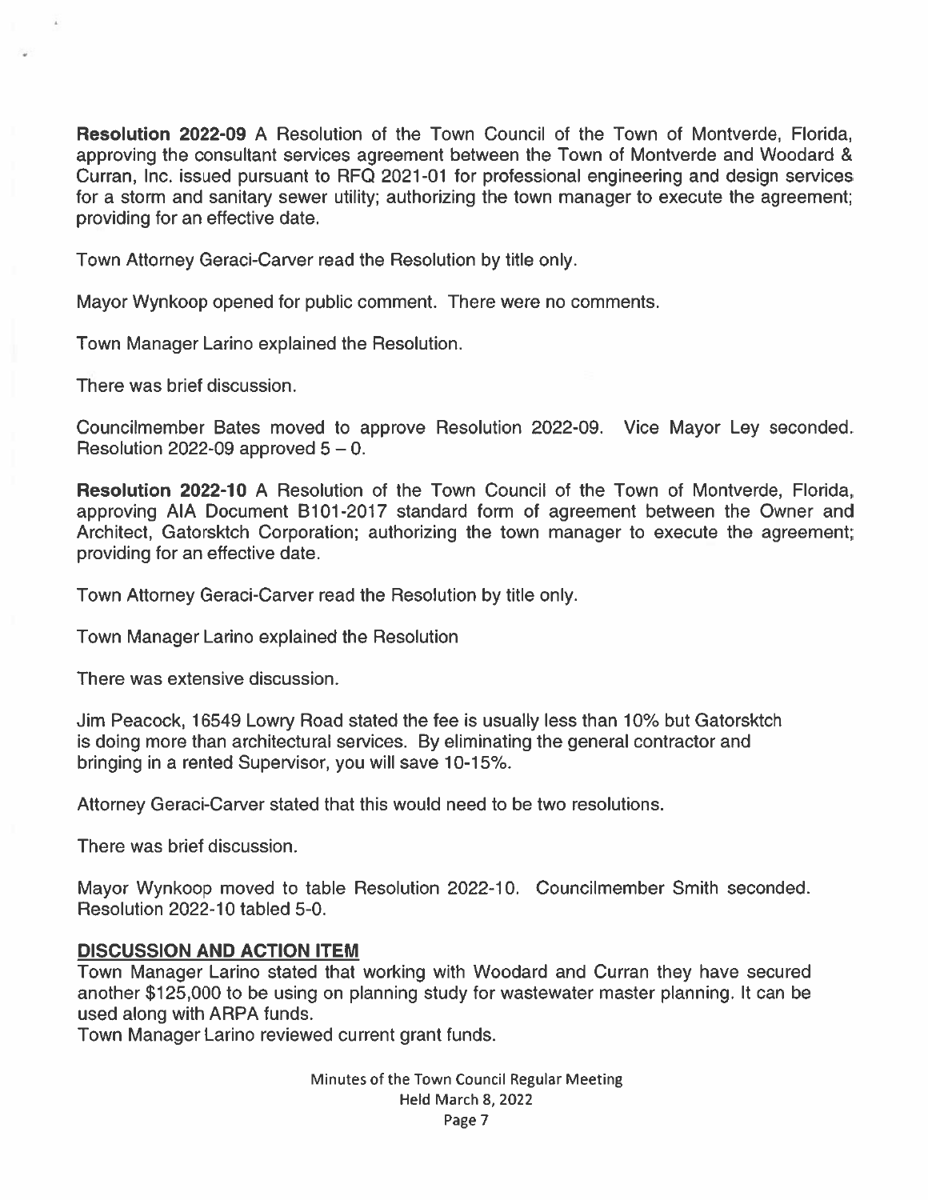**Resolution 2022-09** A Resolution of the Town Council of the Town of Montverde, Florida, approving the consultant services agreement between the Town of Montverde and Woodard & Curran, Inc. issued pursuant to RFQ 2021-01 for professional engineering and design services for a storm and sanitary sewer utility; authorizing the town manager to execute the agreement; providing for an effective date.

Town Attorney Geraci-Carver read the Resolution by title only.

Mayor Wynkoop opened for public comment. There were no comments.

Town Manager Larino explained the Resolution.

There was brief discussion.

Councilmember Bates moved to approve Resolution 2022-09. Vice Mayor Ley seconded. Resolution 2022-09 approved 5 – 0.

**Resolution 2022-10** A Resolution of the Town Council of the Town of Montverde, Florida, approving AIA Document B101-2017 standard form of agreement between the Owner and Architect, Gatorsktch Corporation; authorizing the town manager to execute the agreement; providing for an effective date.

Town Attorney Geraci-Carver read the Resolution by title only.

Town Manager Larino explained the Resolution

There was extensive discussion.

Jim Peacock, 16549 Lowry Road stated the fee is usually less than 10% but Gatorsktch is doing more than architectural services. By eliminating the general contractor and bringing in a rented Supervisor, you will save 10-15%.

Attorney Geraci-Carver stated that this would need to be two resolutions.

There was brief discussion.

Mayor Wynkoop moved to table Resolution 2022-10. Councilmember Smith seconded. Resolution 2022-10 tabled 5-0.

## DISCUSSION AND ACTION ITEM

Town Manager Larino stated that working with Woodard and Curran they have secured another $125,000 to be using on planning study for wastewater master planning. It can be used along with ARPA funds.

Town Manager Larino reviewed current grant funds.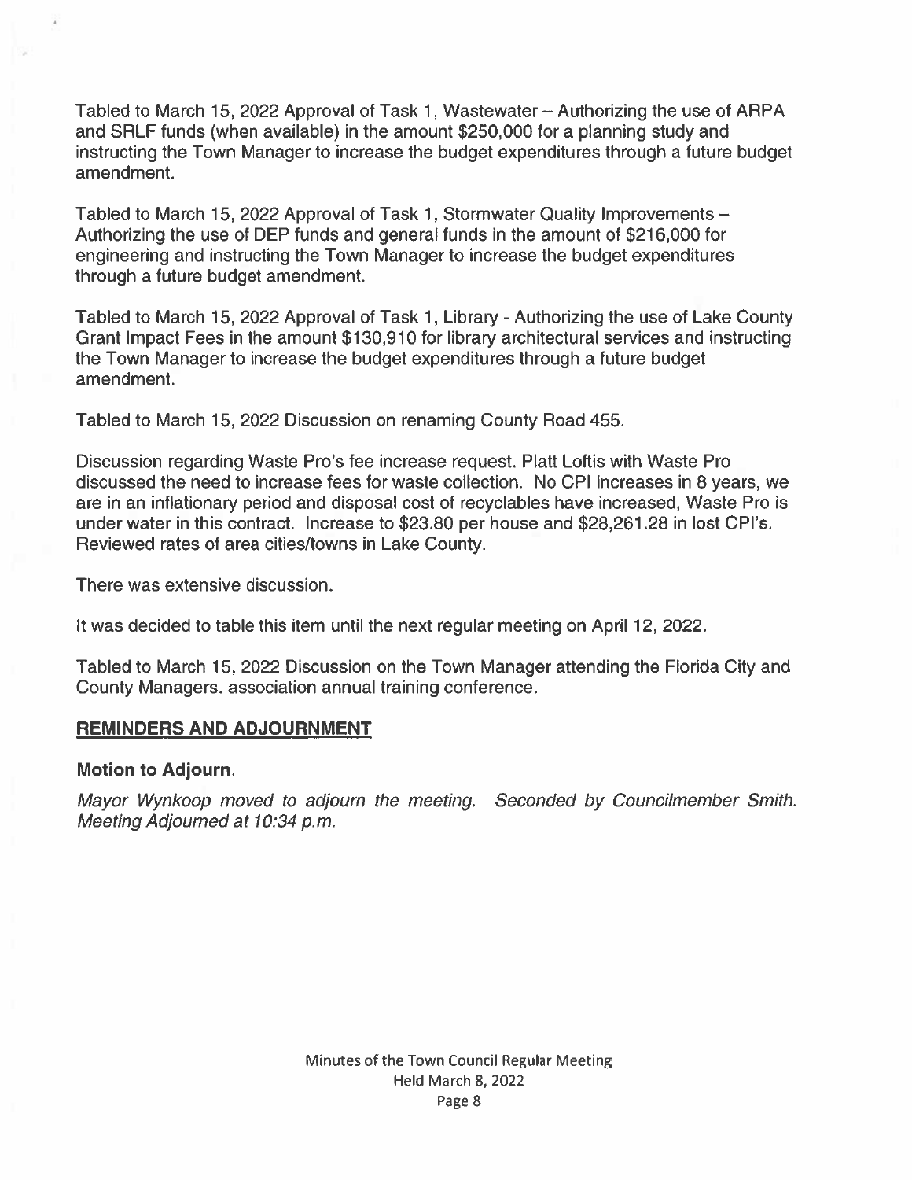Tabled to March 15, 2022 Approval of Task 1, Wastewater – Authorizing the use of ARPA and SRLF funds (when available) in the amount $250,000 for a planning study and instructing the Town Manager to increase the budget expenditures through a future budget amendment.

Tabled to March 15, 2022 Approval of Task 1, Stormwater Quality Improvements – Authorizing the use of DEP funds and general funds in the amount of $216,000 for engineering and instructing the Town Manager to increase the budget expenditures through a future budget amendment.

Tabled to March 15, 2022 Approval of Task 1, Library - Authorizing the use of Lake County Grant Impact Fees in the amount $130,910 for library architectural services and instructing the Town Manager to increase the budget expenditures through a future budget amendment.

Tabled to March 15, 2022 Discussion on renaming County Road 455.

Discussion regarding Waste Pro's fee increase request. Platt Loftis with Waste Pro discussed the need to increase fees for waste collection. No CPI increases in 8 years, we are in an inflationary period and disposal cost of recyclables have increased, Waste Pro is under water in this contract. Increase to $23.80 per house and $28,261.28 in lost CPI's. Reviewed rates of area cities/towns in Lake County.

There was extensive discussion.

It was decided to table this item until the next regular meeting on April 12, 2022.

Tabled to March 15, 2022 Discussion on the Town Manager attending the Florida City and County Managers. association annual training conference.

## REMINDERS AND ADJOURNMENT

**Motion to Adjourn.**

*Mayor Wynkoop moved to adjourn the meeting. Seconded by Councilmember Smith. Meeting Adjourned at 10:34 p.m.*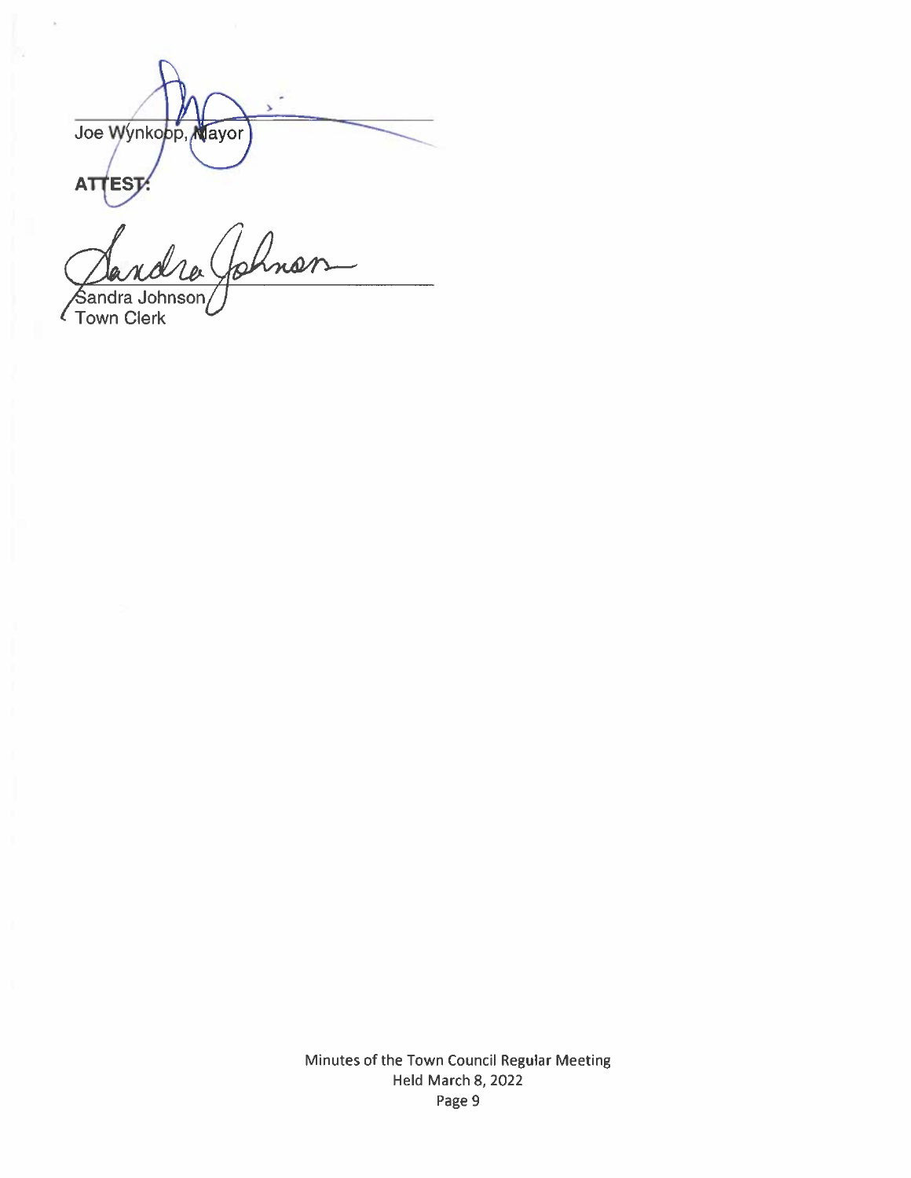Joe Wynkoop, Mayor

**ATTEST:**

Sandra Johnson
Town Clerk

Minutes of the Town Council Regular Meeting
Held March 8, 2022